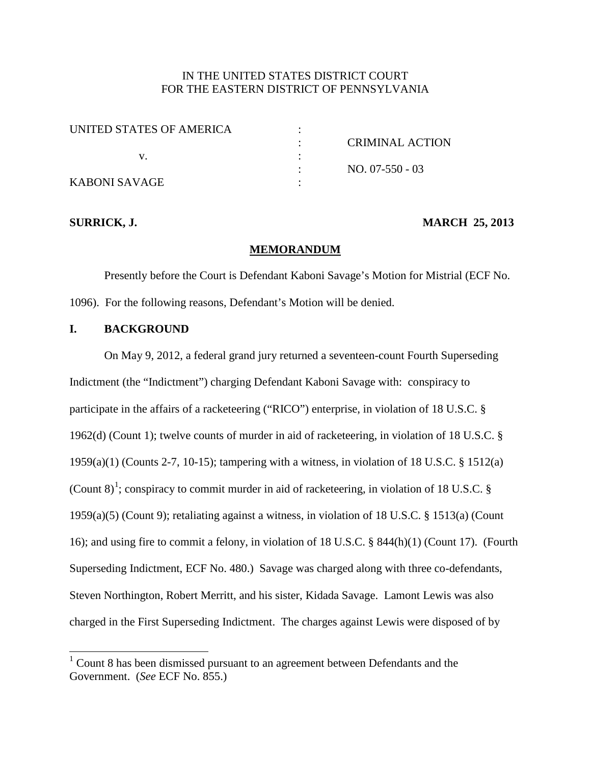IN THE UNITED STATES DISTRICT COURT
FOR THE EASTERN DISTRICT OF PENNSYLVANIA

| | | |
|---|---|---|
| UNITED STATES OF AMERICA | : | |
| | : | CRIMINAL ACTION |
| v. | : | |
| | : | NO. 07-550 - 03 |
| KABONI SAVAGE | : | |

**SURRICK, J.** **MARCH 25, 2013**

## MEMORANDUM

Presently before the Court is Defendant Kaboni Savage's Motion for Mistrial (ECF No. 1096). For the following reasons, Defendant's Motion will be denied.

## I. BACKGROUND

On May 9, 2012, a federal grand jury returned a seventeen-count Fourth Superseding Indictment (the "Indictment") charging Defendant Kaboni Savage with: conspiracy to participate in the affairs of a racketeering ("RICO") enterprise, in violation of 18 U.S.C. § 1962(d) (Count 1); twelve counts of murder in aid of racketeering, in violation of 18 U.S.C. § 1959(a)(1) (Counts 2-7, 10-15); tampering with a witness, in violation of 18 U.S.C. § 1512(a) (Count 8)[1]; conspiracy to commit murder in aid of racketeering, in violation of 18 U.S.C. § 1959(a)(5) (Count 9); retaliating against a witness, in violation of 18 U.S.C. § 1513(a) (Count 16); and using fire to commit a felony, in violation of 18 U.S.C. § 844(h)(1) (Count 17). (Fourth Superseding Indictment, ECF No. 480.) Savage was charged along with three co-defendants, Steven Northington, Robert Merritt, and his sister, Kidada Savage. Lamont Lewis was also charged in the First Superseding Indictment. The charges against Lewis were disposed of by

[1] Count 8 has been dismissed pursuant to an agreement between Defendants and the Government. (*See* ECF No. 855.)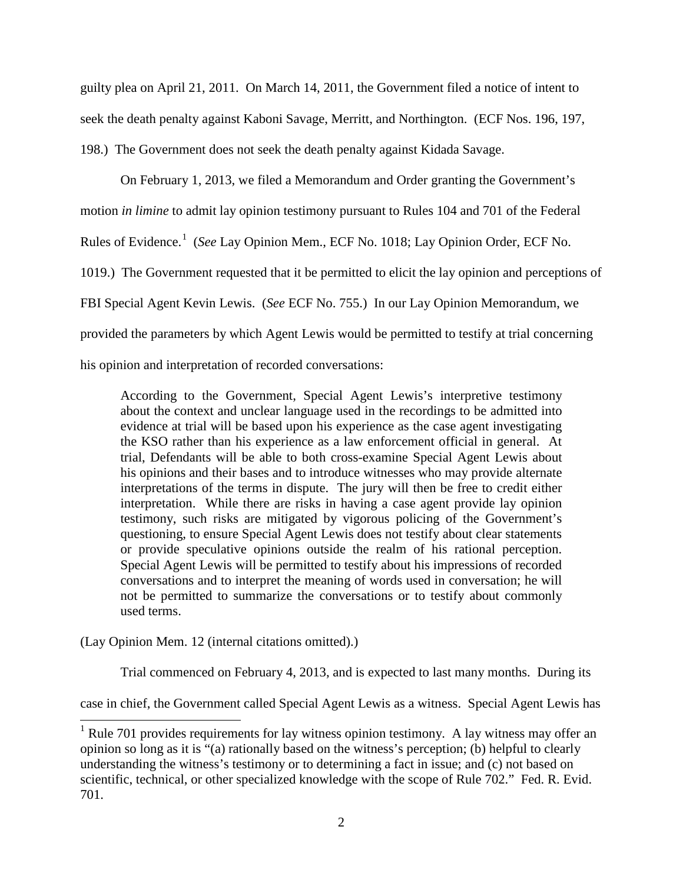guilty plea on April 21, 2011. On March 14, 2011, the Government filed a notice of intent to seek the death penalty against Kaboni Savage, Merritt, and Northington. (ECF Nos. 196, 197, 198.) The Government does not seek the death penalty against Kidada Savage.

On February 1, 2013, we filed a Memorandum and Order granting the Government's motion *in limine* to admit lay opinion testimony pursuant to Rules 104 and 701 of the Federal Rules of Evidence.[1] (*See* Lay Opinion Mem., ECF No. 1018; Lay Opinion Order, ECF No. 1019.) The Government requested that it be permitted to elicit the lay opinion and perceptions of FBI Special Agent Kevin Lewis. (*See* ECF No. 755.) In our Lay Opinion Memorandum, we provided the parameters by which Agent Lewis would be permitted to testify at trial concerning his opinion and interpretation of recorded conversations:

> According to the Government, Special Agent Lewis's interpretive testimony about the context and unclear language used in the recordings to be admitted into evidence at trial will be based upon his experience as the case agent investigating the KSO rather than his experience as a law enforcement official in general. At trial, Defendants will be able to both cross-examine Special Agent Lewis about his opinions and their bases and to introduce witnesses who may provide alternate interpretations of the terms in dispute. The jury will then be free to credit either interpretation. While there are risks in having a case agent provide lay opinion testimony, such risks are mitigated by vigorous policing of the Government's questioning, to ensure Special Agent Lewis does not testify about clear statements or provide speculative opinions outside the realm of his rational perception. Special Agent Lewis will be permitted to testify about his impressions of recorded conversations and to interpret the meaning of words used in conversation; he will not be permitted to summarize the conversations or to testify about commonly used terms.

(Lay Opinion Mem. 12 (internal citations omitted).)

Trial commenced on February 4, 2013, and is expected to last many months. During its case in chief, the Government called Special Agent Lewis as a witness. Special Agent Lewis has

---

[1] Rule 701 provides requirements for lay witness opinion testimony. A lay witness may offer an opinion so long as it is "(a) rationally based on the witness's perception; (b) helpful to clearly understanding the witness's testimony or to determining a fact in issue; and (c) not based on scientific, technical, or other specialized knowledge with the scope of Rule 702." Fed. R. Evid. 701.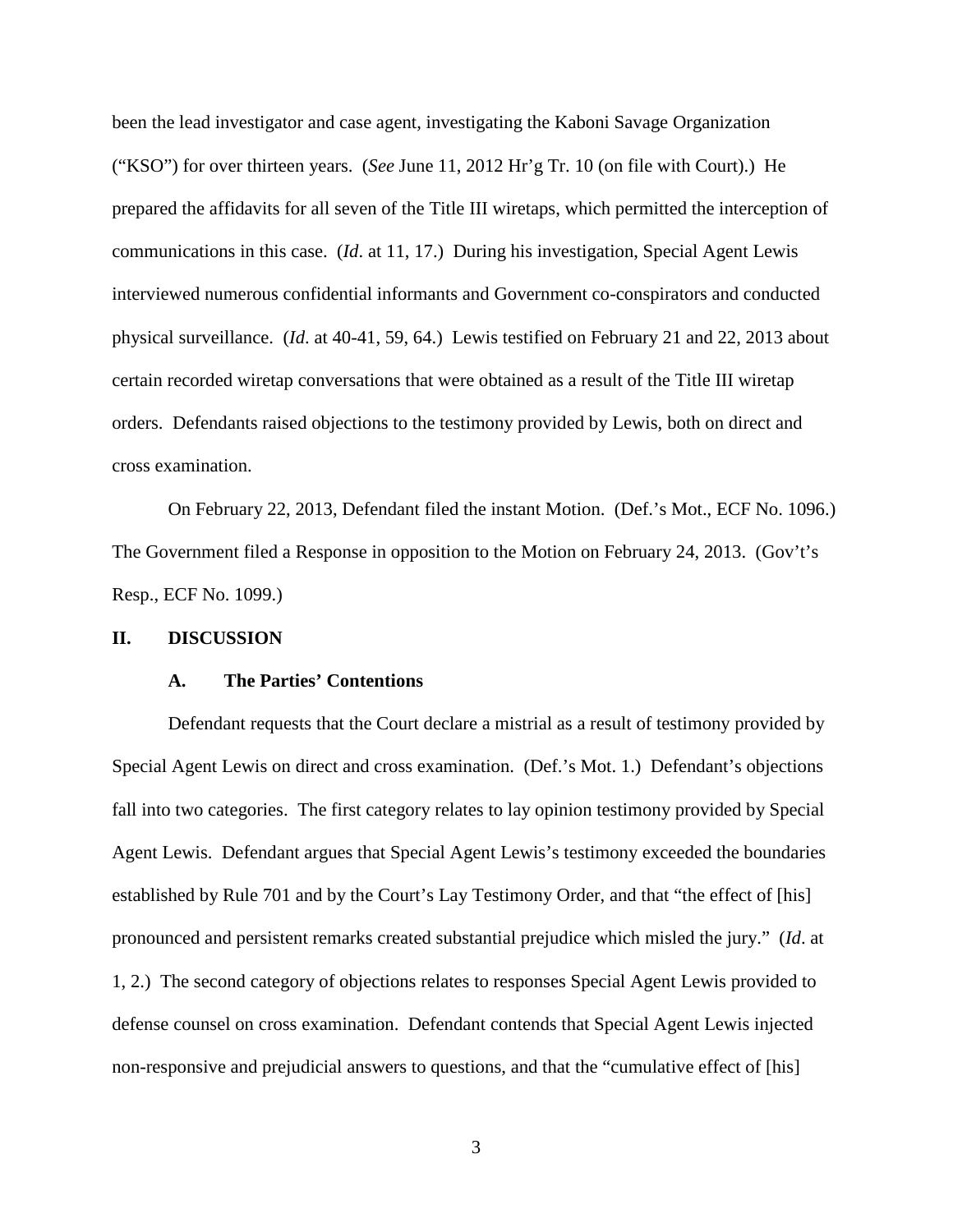been the lead investigator and case agent, investigating the Kaboni Savage Organization ("KSO") for over thirteen years. (*See* June 11, 2012 Hr'g Tr. 10 (on file with Court).) He prepared the affidavits for all seven of the Title III wiretaps, which permitted the interception of communications in this case. (*Id*. at 11, 17.) During his investigation, Special Agent Lewis interviewed numerous confidential informants and Government co-conspirators and conducted physical surveillance. (*Id*. at 40-41, 59, 64.) Lewis testified on February 21 and 22, 2013 about certain recorded wiretap conversations that were obtained as a result of the Title III wiretap orders. Defendants raised objections to the testimony provided by Lewis, both on direct and cross examination.

On February 22, 2013, Defendant filed the instant Motion. (Def.'s Mot., ECF No. 1096.) The Government filed a Response in opposition to the Motion on February 24, 2013. (Gov't's Resp., ECF No. 1099.)

## II. DISCUSSION

### A. The Parties' Contentions

Defendant requests that the Court declare a mistrial as a result of testimony provided by Special Agent Lewis on direct and cross examination. (Def.'s Mot. 1.) Defendant's objections fall into two categories. The first category relates to lay opinion testimony provided by Special Agent Lewis. Defendant argues that Special Agent Lewis's testimony exceeded the boundaries established by Rule 701 and by the Court's Lay Testimony Order, and that "the effect of [his] pronounced and persistent remarks created substantial prejudice which misled the jury." (*Id*. at 1, 2.) The second category of objections relates to responses Special Agent Lewis provided to defense counsel on cross examination. Defendant contends that Special Agent Lewis injected non-responsive and prejudicial answers to questions, and that the "cumulative effect of [his]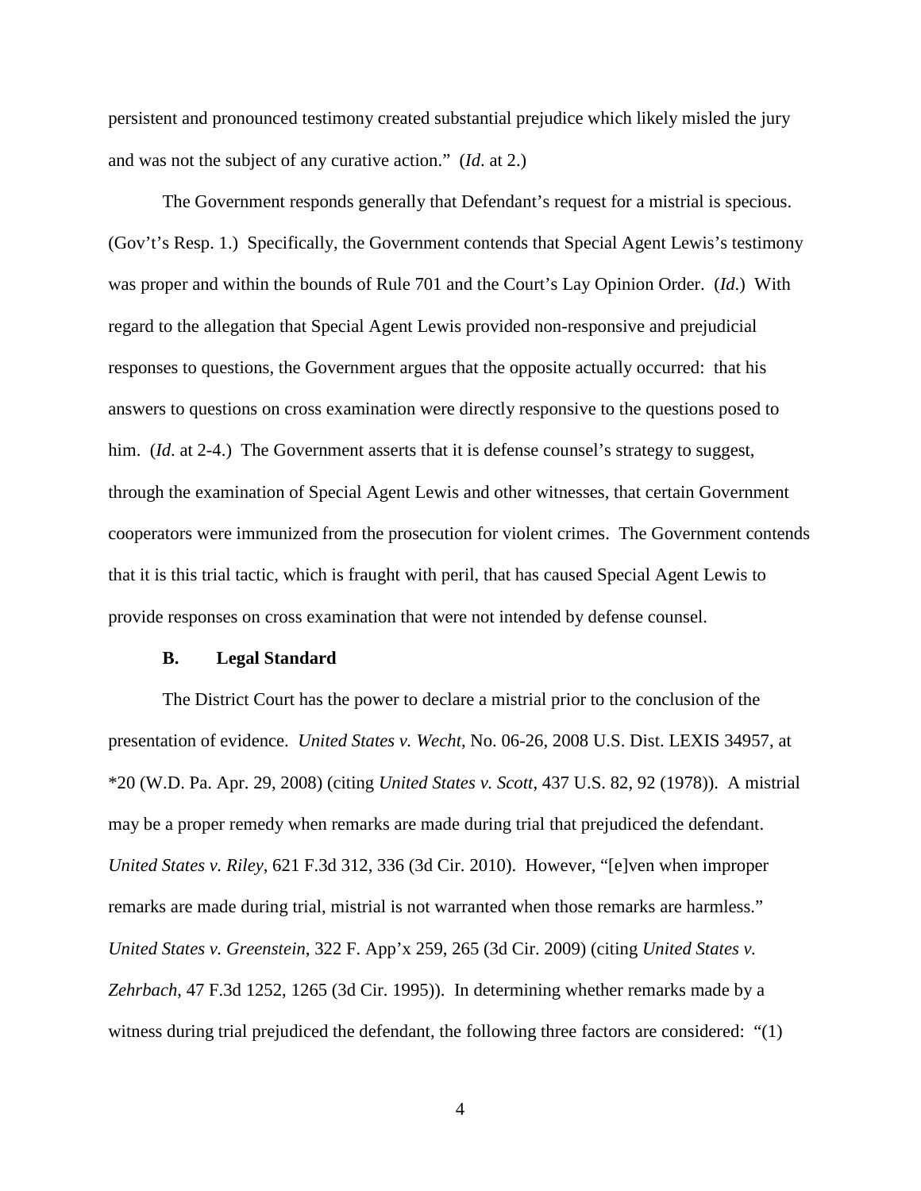persistent and pronounced testimony created substantial prejudice which likely misled the jury and was not the subject of any curative action." (*Id*. at 2.)

The Government responds generally that Defendant's request for a mistrial is specious. (Gov't's Resp. 1.) Specifically, the Government contends that Special Agent Lewis's testimony was proper and within the bounds of Rule 701 and the Court's Lay Opinion Order. (*Id*.) With regard to the allegation that Special Agent Lewis provided non-responsive and prejudicial responses to questions, the Government argues that the opposite actually occurred: that his answers to questions on cross examination were directly responsive to the questions posed to him. (*Id*. at 2-4.) The Government asserts that it is defense counsel's strategy to suggest, through the examination of Special Agent Lewis and other witnesses, that certain Government cooperators were immunized from the prosecution for violent crimes. The Government contends that it is this trial tactic, which is fraught with peril, that has caused Special Agent Lewis to provide responses on cross examination that were not intended by defense counsel.

### B. Legal Standard

The District Court has the power to declare a mistrial prior to the conclusion of the presentation of evidence. *United States v. Wecht*, No. 06-26, 2008 U.S. Dist. LEXIS 34957, at *20 (W.D. Pa. Apr. 29, 2008) (citing *United States v. Scott*, 437 U.S. 82, 92 (1978)). A mistrial may be a proper remedy when remarks are made during trial that prejudiced the defendant. *United States v. Riley*, 621 F.3d 312, 336 (3d Cir. 2010). However, "[e]ven when improper remarks are made during trial, mistrial is not warranted when those remarks are harmless." *United States v. Greenstein*, 322 F. App'x 259, 265 (3d Cir. 2009) (citing *United States v. Zehrbach*, 47 F.3d 1252, 1265 (3d Cir. 1995)). In determining whether remarks made by a witness during trial prejudiced the defendant, the following three factors are considered: "(1)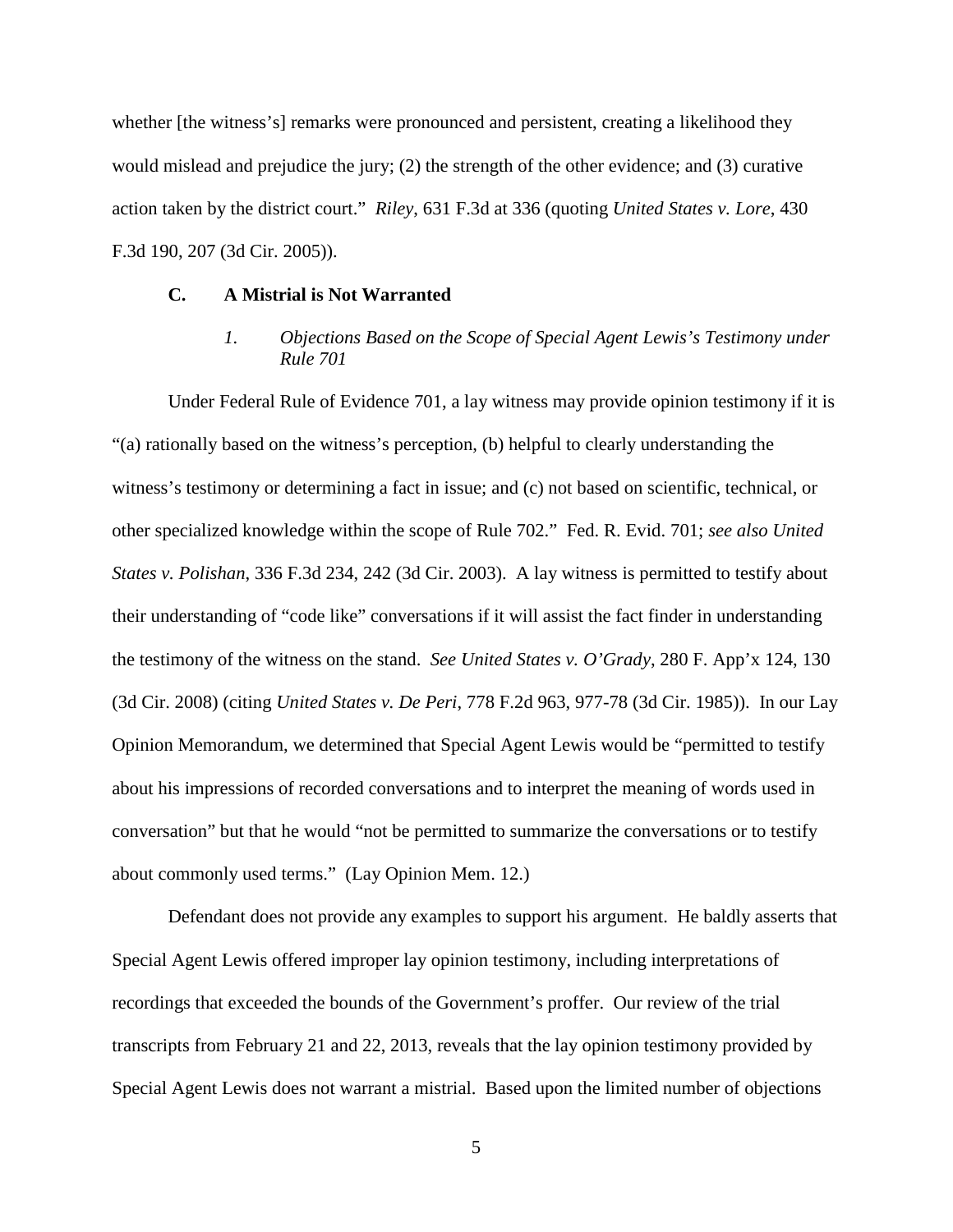whether [the witness's] remarks were pronounced and persistent, creating a likelihood they would mislead and prejudice the jury; (2) the strength of the other evidence; and (3) curative action taken by the district court." *Riley*, 631 F.3d at 336 (quoting *United States v. Lore*, 430 F.3d 190, 207 (3d Cir. 2005)).

### C. A Mistrial is Not Warranted

#### *1. Objections Based on the Scope of Special Agent Lewis's Testimony under Rule 701*

Under Federal Rule of Evidence 701, a lay witness may provide opinion testimony if it is "(a) rationally based on the witness's perception, (b) helpful to clearly understanding the witness's testimony or determining a fact in issue; and (c) not based on scientific, technical, or other specialized knowledge within the scope of Rule 702." Fed. R. Evid. 701; *see also United States v. Polishan*, 336 F.3d 234, 242 (3d Cir. 2003). A lay witness is permitted to testify about their understanding of "code like" conversations if it will assist the fact finder in understanding the testimony of the witness on the stand. *See United States v. O'Grady*, 280 F. App'x 124, 130 (3d Cir. 2008) (citing *United States v. De Peri*, 778 F.2d 963, 977-78 (3d Cir. 1985)). In our Lay Opinion Memorandum, we determined that Special Agent Lewis would be "permitted to testify about his impressions of recorded conversations and to interpret the meaning of words used in conversation" but that he would "not be permitted to summarize the conversations or to testify about commonly used terms." (Lay Opinion Mem. 12.)

Defendant does not provide any examples to support his argument. He baldly asserts that Special Agent Lewis offered improper lay opinion testimony, including interpretations of recordings that exceeded the bounds of the Government's proffer. Our review of the trial transcripts from February 21 and 22, 2013, reveals that the lay opinion testimony provided by Special Agent Lewis does not warrant a mistrial. Based upon the limited number of objections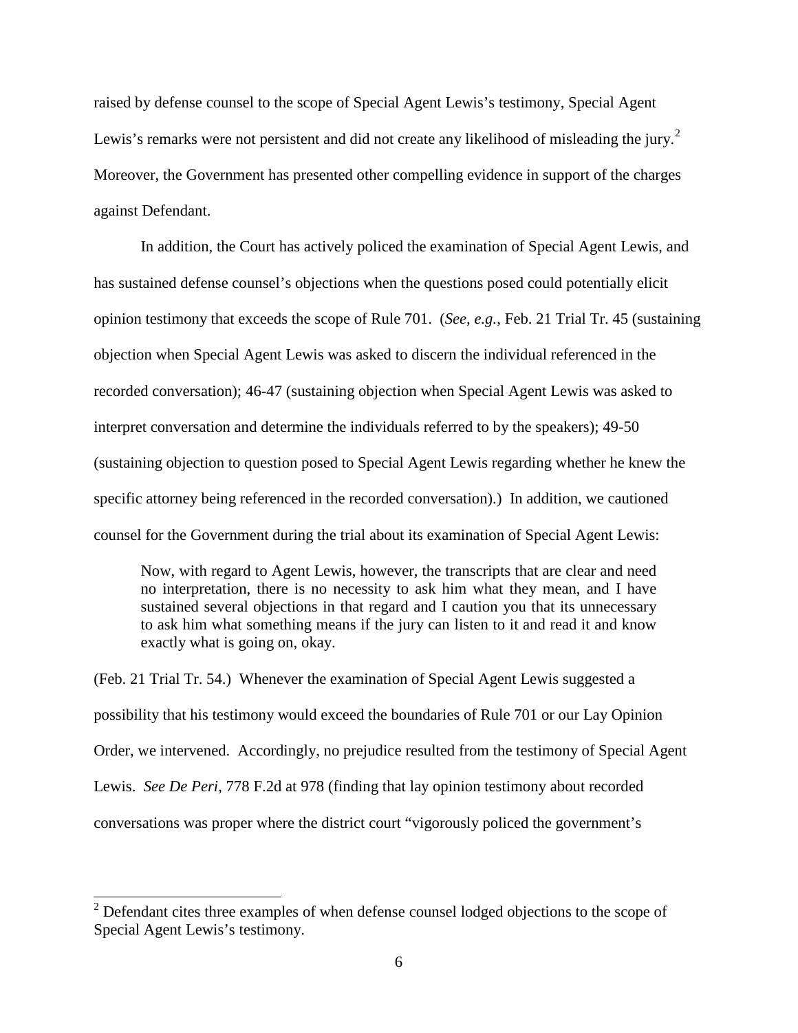raised by defense counsel to the scope of Special Agent Lewis's testimony, Special Agent Lewis's remarks were not persistent and did not create any likelihood of misleading the jury.[2] Moreover, the Government has presented other compelling evidence in support of the charges against Defendant.

In addition, the Court has actively policed the examination of Special Agent Lewis, and has sustained defense counsel's objections when the questions posed could potentially elicit opinion testimony that exceeds the scope of Rule 701. (*See, e.g.*, Feb. 21 Trial Tr. 45 (sustaining objection when Special Agent Lewis was asked to discern the individual referenced in the recorded conversation); 46-47 (sustaining objection when Special Agent Lewis was asked to interpret conversation and determine the individuals referred to by the speakers); 49-50 (sustaining objection to question posed to Special Agent Lewis regarding whether he knew the specific attorney being referenced in the recorded conversation).) In addition, we cautioned counsel for the Government during the trial about its examination of Special Agent Lewis:

> Now, with regard to Agent Lewis, however, the transcripts that are clear and need no interpretation, there is no necessity to ask him what they mean, and I have sustained several objections in that regard and I caution you that its unnecessary to ask him what something means if the jury can listen to it and read it and know exactly what is going on, okay.

(Feb. 21 Trial Tr. 54.) Whenever the examination of Special Agent Lewis suggested a possibility that his testimony would exceed the boundaries of Rule 701 or our Lay Opinion Order, we intervened. Accordingly, no prejudice resulted from the testimony of Special Agent Lewis. *See De Peri*, 778 F.2d at 978 (finding that lay opinion testimony about recorded conversations was proper where the district court "vigorously policed the government's

[2] Defendant cites three examples of when defense counsel lodged objections to the scope of Special Agent Lewis's testimony.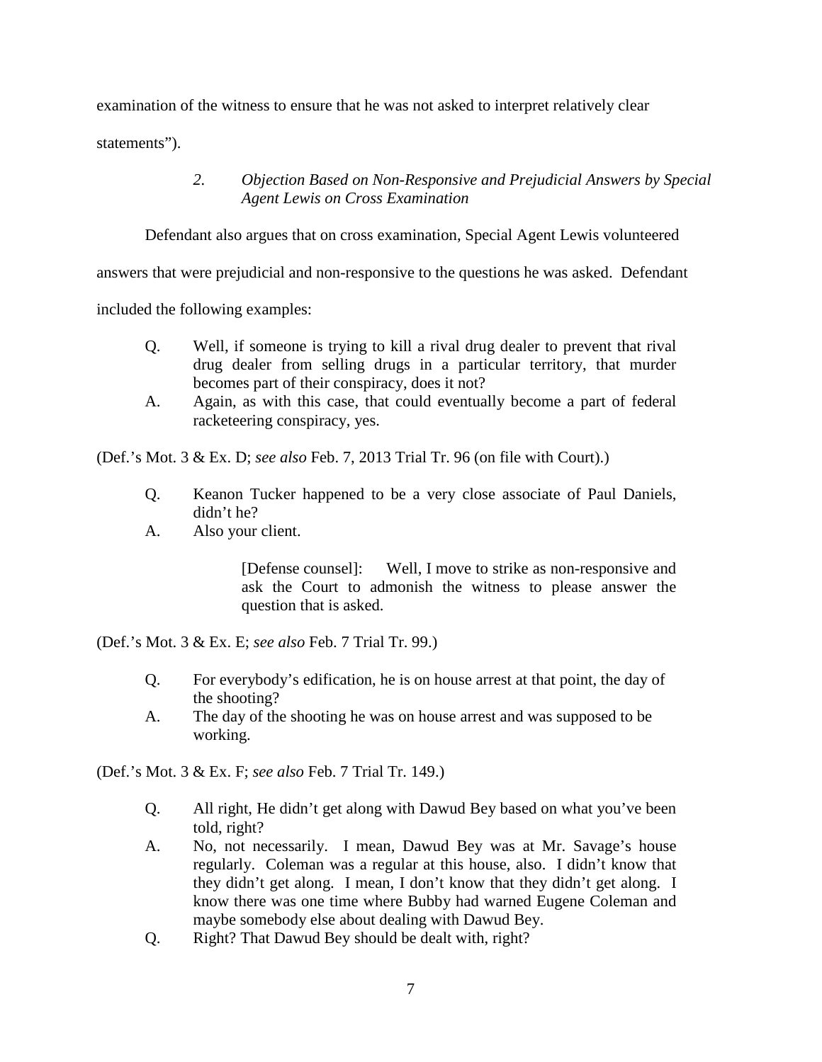examination of the witness to ensure that he was not asked to interpret relatively clear statements”).

### *2. Objection Based on Non-Responsive and Prejudicial Answers by Special Agent Lewis on Cross Examination*

Defendant also argues that on cross examination, Special Agent Lewis volunteered answers that were prejudicial and non-responsive to the questions he was asked. Defendant included the following examples:

> Q. Well, if someone is trying to kill a rival drug dealer to prevent that rival drug dealer from selling drugs in a particular territory, that murder becomes part of their conspiracy, does it not?
>
> A. Again, as with this case, that could eventually become a part of federal racketeering conspiracy, yes.

(Def.’s Mot. 3 & Ex. D; *see also* Feb. 7, 2013 Trial Tr. 96 (on file with Court).)

> Q. Keanon Tucker happened to be a very close associate of Paul Daniels, didn’t he?
>
> A. Also your client.
>
> [Defense counsel]: Well, I move to strike as non-responsive and ask the Court to admonish the witness to please answer the question that is asked.

(Def.’s Mot. 3 & Ex. E; *see also* Feb. 7 Trial Tr. 99.)

> Q. For everybody’s edification, he is on house arrest at that point, the day of the shooting?
>
> A. The day of the shooting he was on house arrest and was supposed to be working.

(Def.’s Mot. 3 & Ex. F; *see also* Feb. 7 Trial Tr. 149.)

> Q. All right, He didn’t get along with Dawud Bey based on what you’ve been told, right?
>
> A. No, not necessarily. I mean, Dawud Bey was at Mr. Savage’s house regularly. Coleman was a regular at this house, also. I didn’t know that they didn’t get along. I mean, I don’t know that they didn’t get along. I know there was one time where Bubby had warned Eugene Coleman and maybe somebody else about dealing with Dawud Bey.
>
> Q. Right? That Dawud Bey should be dealt with, right?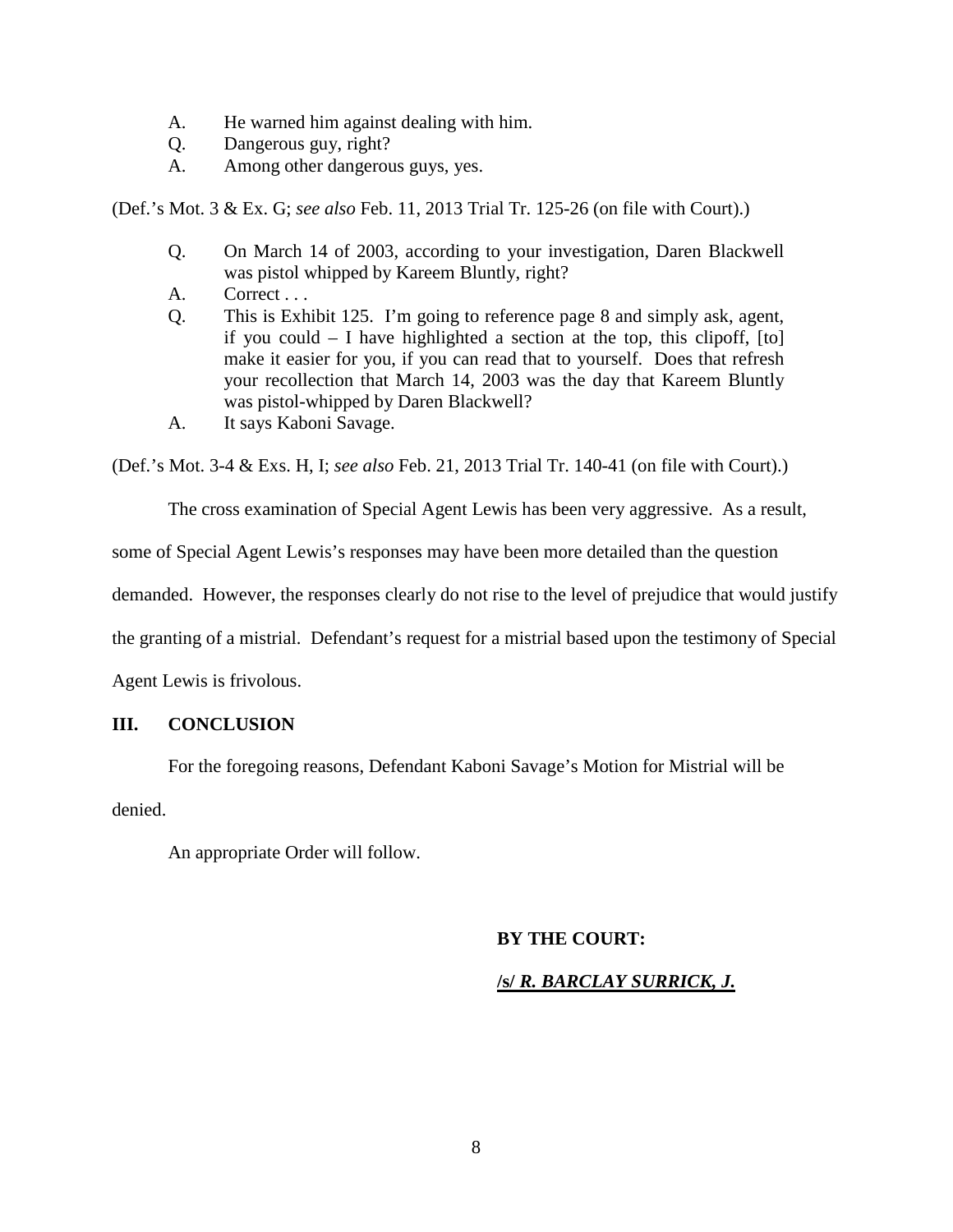A. He warned him against dealing with him.
Q. Dangerous guy, right?
A. Among other dangerous guys, yes.

(Def.'s Mot. 3 & Ex. G; *see also* Feb. 11, 2013 Trial Tr. 125-26 (on file with Court).)

Q. On March 14 of 2003, according to your investigation, Daren Blackwell was pistol whipped by Kareem Bluntly, right?
A. Correct . . .
Q. This is Exhibit 125. I'm going to reference page 8 and simply ask, agent, if you could – I have highlighted a section at the top, this clipoff, [to] make it easier for you, if you can read that to yourself. Does that refresh your recollection that March 14, 2003 was the day that Kareem Bluntly was pistol-whipped by Daren Blackwell?
A. It says Kaboni Savage.

(Def.'s Mot. 3-4 & Exs. H, I; *see also* Feb. 21, 2013 Trial Tr. 140-41 (on file with Court).)

The cross examination of Special Agent Lewis has been very aggressive. As a result, some of Special Agent Lewis's responses may have been more detailed than the question demanded. However, the responses clearly do not rise to the level of prejudice that would justify the granting of a mistrial. Defendant's request for a mistrial based upon the testimony of Special Agent Lewis is frivolous.

## III. CONCLUSION

For the foregoing reasons, Defendant Kaboni Savage's Motion for Mistrial will be denied.

An appropriate Order will follow.

**BY THE COURT:**

**/s/ *R. BARCLAY SURRICK, J.***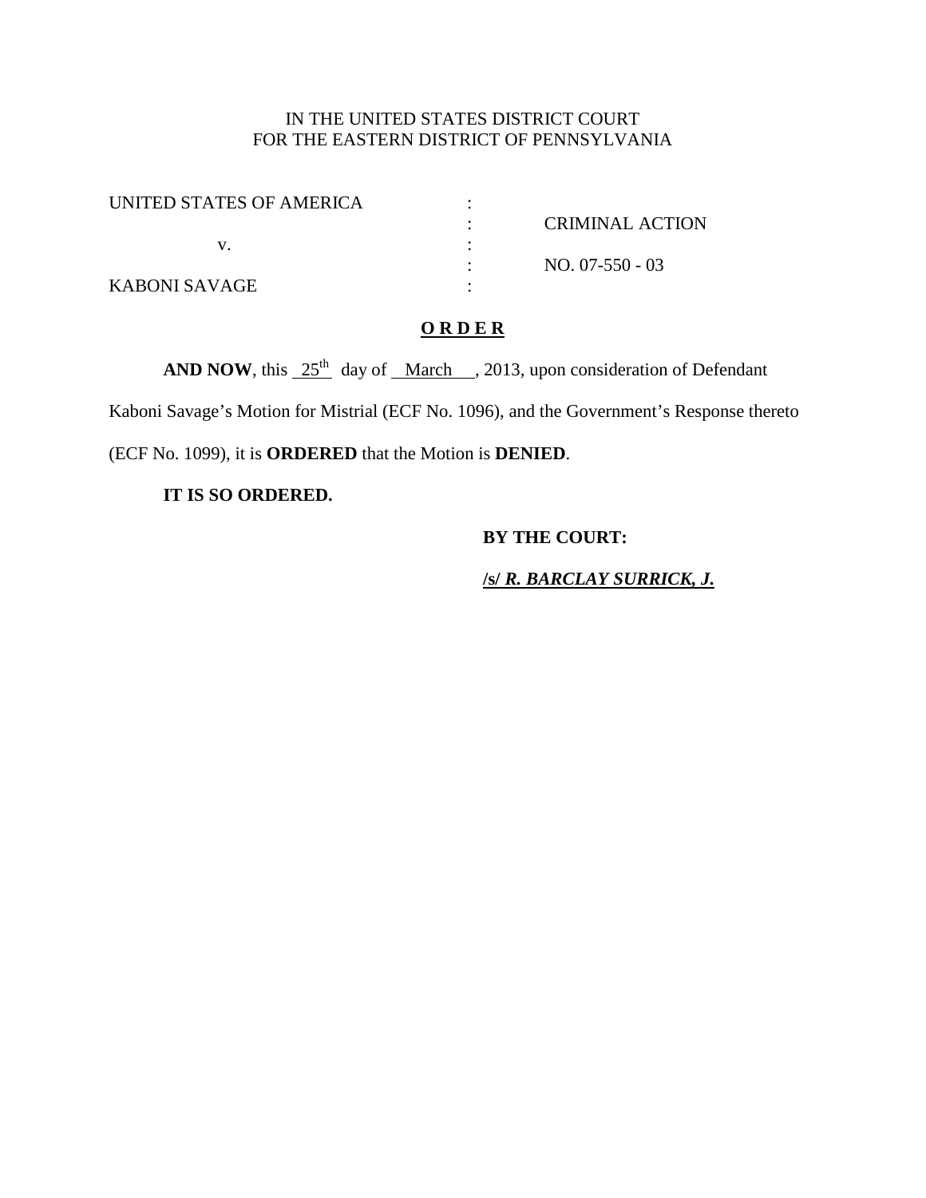IN THE UNITED STATES DISTRICT COURT
FOR THE EASTERN DISTRICT OF PENNSYLVANIA

| | | |
|---|---|---|
| UNITED STATES OF AMERICA | : | |
| | : | CRIMINAL ACTION |
| v. | : | |
| | : | NO. 07-550 - 03 |
| KABONI SAVAGE | : | |

**O R D E R**

**AND NOW**, this 25th day of March, 2013, upon consideration of Defendant Kaboni Savage's Motion for Mistrial (ECF No. 1096), and the Government's Response thereto (ECF No. 1099), it is **ORDERED** that the Motion is **DENIED**.

**IT IS SO ORDERED.**

**BY THE COURT:**

**/s/ *R. BARCLAY SURRICK, J.***